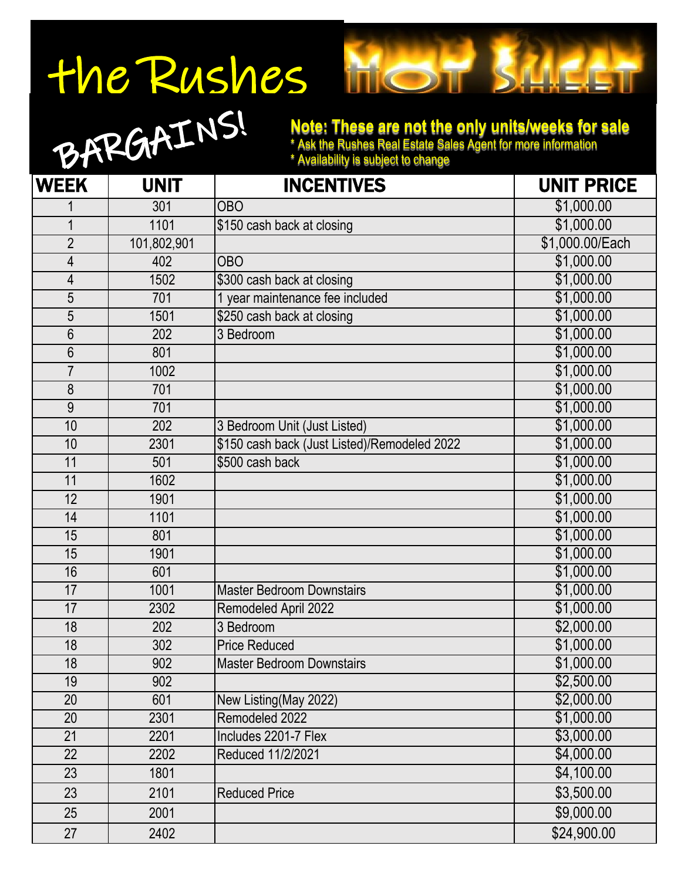# the Rushes HOT SHEET

## BARGAINS!

**Note: These are not the only units/weeks for sale**

* Ask the Rushes Real Estate Sales Agent for more information
* Availability is subject to change

| WEEK | UNIT | INCENTIVES | UNIT PRICE |
|---|---|---|---|
| 1 | 301 | OBO | $1,000.00 |
| 1 | 1101 | $150 cash back at closing | $1,000.00 |
| 2 | 101,802,901 | | $1,000.00/Each |
| 4 | 402 | OBO | $1,000.00 |
| 4 | 1502 | $300 cash back at closing | $1,000.00 |
| 5 | 701 | 1 year maintenance fee included | $1,000.00 |
| 5 | 1501 | $250 cash back at closing | $1,000.00 |
| 6 | 202 | 3 Bedroom | $1,000.00 |
| 6 | 801 | | $1,000.00 |
| 7 | 1002 | | $1,000.00 |
| 8 | 701 | | $1,000.00 |
| 9 | 701 | | $1,000.00 |
| 10 | 202 | 3 Bedroom Unit (Just Listed) | $1,000.00 |
| 10 | 2301 | $150 cash back (Just Listed)/Remodeled 2022 | $1,000.00 |
| 11 | 501 | $500 cash back | $1,000.00 |
| 11 | 1602 | | $1,000.00 |
| 12 | 1901 | | $1,000.00 |
| 14 | 1101 | | $1,000.00 |
| 15 | 801 | | $1,000.00 |
| 15 | 1901 | | $1,000.00 |
| 16 | 601 | | $1,000.00 |
| 17 | 1001 | Master Bedroom Downstairs | $1,000.00 |
| 17 | 2302 | Remodeled April 2022 | $1,000.00 |
| 18 | 202 | 3 Bedroom | $2,000.00 |
| 18 | 302 | Price Reduced | $1,000.00 |
| 18 | 902 | Master Bedroom Downstairs | $1,000.00 |
| 19 | 902 | | $2,500.00 |
| 20 | 601 | New Listing(May 2022) | $2,000.00 |
| 20 | 2301 | Remodeled 2022 | $1,000.00 |
| 21 | 2201 | Includes 2201-7 Flex | $3,000.00 |
| 22 | 2202 | Reduced 11/2/2021 | $4,000.00 |
| 23 | 1801 | | $4,100.00 |
| 23 | 2101 | Reduced Price | $3,500.00 |
| 25 | 2001 | | $9,000.00 |
| 27 | 2402 | | $24,900.00 |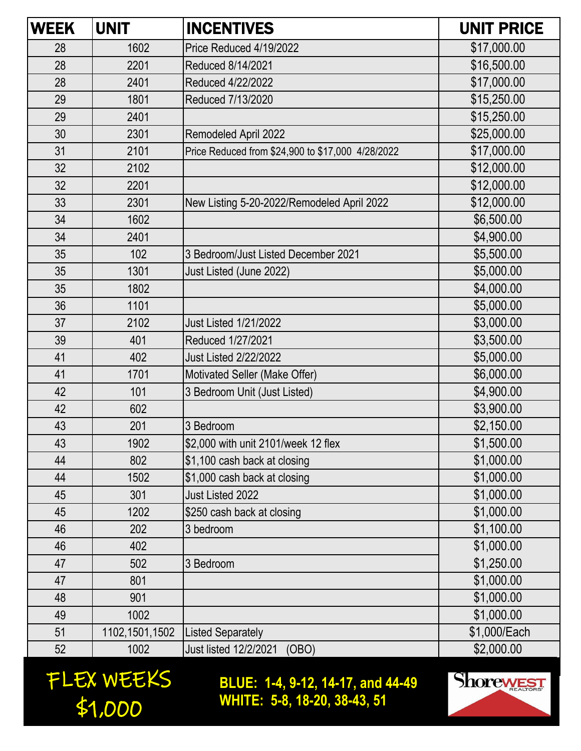| WEEK | UNIT | INCENTIVES | UNIT PRICE |
|---|---|---|---|
| 28 | 1602 | Price Reduced 4/19/2022 | $17,000.00 |
| 28 | 2201 | Reduced 8/14/2021 | $16,500.00 |
| 28 | 2401 | Reduced 4/22/2022 | $17,000.00 |
| 29 | 1801 | Reduced 7/13/2020 | $15,250.00 |
| 29 | 2401 | | $15,250.00 |
| 30 | 2301 | Remodeled April 2022 | $25,000.00 |
| 31 | 2101 | Price Reduced from $24,900 to $17,000 4/28/2022 | $17,000.00 |
| 32 | 2102 | | $12,000.00 |
| 32 | 2201 | | $12,000.00 |
| 33 | 2301 | New Listing 5-20-2022/Remodeled April 2022 | $12,000.00 |
| 34 | 1602 | | $6,500.00 |
| 34 | 2401 | | $4,900.00 |
| 35 | 102 | 3 Bedroom/Just Listed December 2021 | $5,500.00 |
| 35 | 1301 | Just Listed (June 2022) | $5,000.00 |
| 35 | 1802 | | $4,000.00 |
| 36 | 1101 | | $5,000.00 |
| 37 | 2102 | Just Listed 1/21/2022 | $3,000.00 |
| 39 | 401 | Reduced 1/27/2021 | $3,500.00 |
| 41 | 402 | Just Listed 2/22/2022 | $5,000.00 |
| 41 | 1701 | Motivated Seller (Make Offer) | $6,000.00 |
| 42 | 101 | 3 Bedroom Unit (Just Listed) | $4,900.00 |
| 42 | 602 | | $3,900.00 |
| 43 | 201 | 3 Bedroom | $2,150.00 |
| 43 | 1902 | $2,000 with unit 2101/week 12 flex | $1,500.00 |
| 44 | 802 | $1,100 cash back at closing | $1,000.00 |
| 44 | 1502 | $1,000 cash back at closing | $1,000.00 |
| 45 | 301 | Just Listed 2022 | $1,000.00 |
| 45 | 1202 | $250 cash back at closing | $1,000.00 |
| 46 | 202 | 3 bedroom | $1,100.00 |
| 46 | 402 | | $1,000.00 |
| 47 | 502 | 3 Bedroom | $1,250.00 |
| 47 | 801 | | $1,000.00 |
| 48 | 901 | | $1,000.00 |
| 49 | 1002 | | $1,000.00 |
| 51 | 1102,1501,1502 | Listed Separately | $1,000/Each |
| 52 | 1002 | Just listed 12/2/2021 (OBO) | $2,000.00 |

**FLEX WEEKS**
**$1,000**

**BLUE: 1-4, 9-12, 14-17, and 44-49**
**WHITE: 5-8, 18-20, 38-43, 51**

Shorewest REALTORS